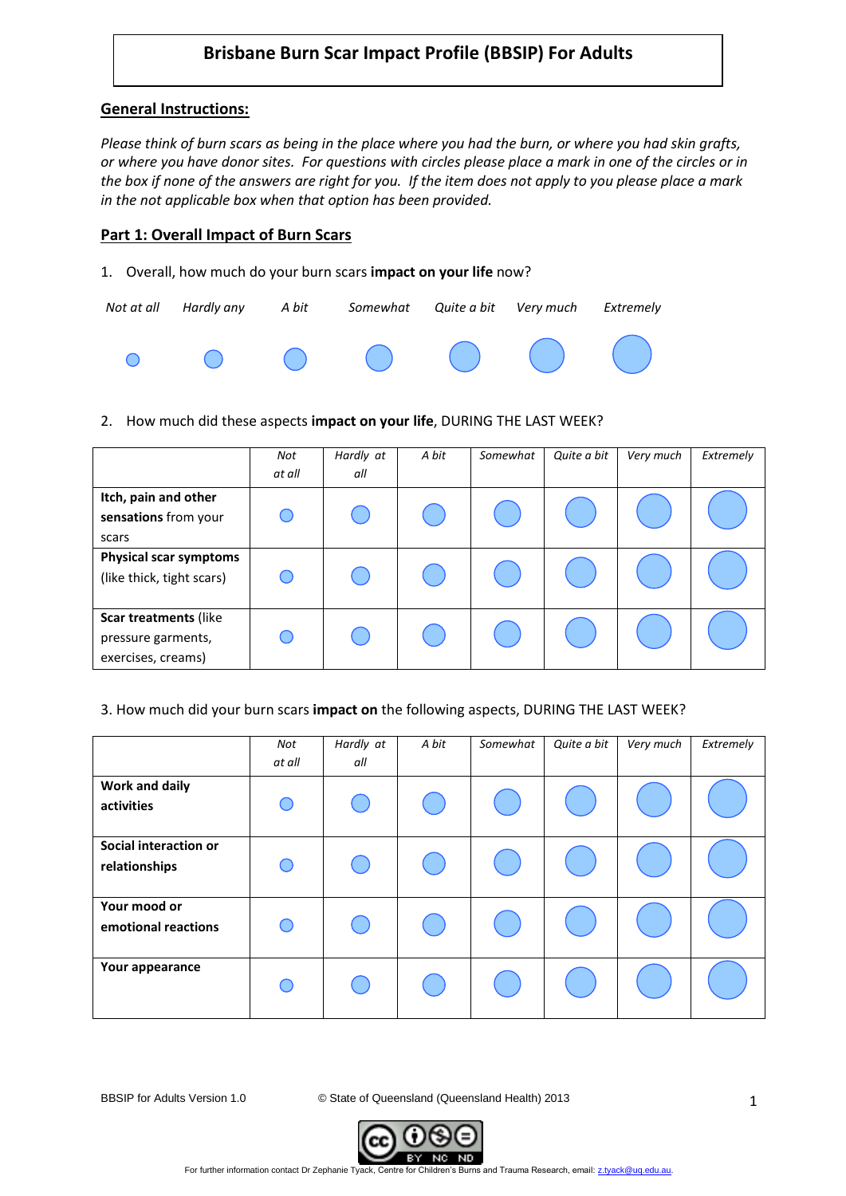# Brisbane Burn Scar Impact Profile (BBSIP) For Adults

## General Instructions:

*Please think of burn scars as being in the place where you had the burn, or where you had skin grafts, or where you have donor sites. For questions with circles please place a mark in one of the circles or in the box if none of the answers are right for you. If the item does not apply to you please place a mark in the not applicable box when that option has been provided.*

## Part 1: Overall Impact of Burn Scars

1. Overall, how much do your burn scars **impact on your life** now?

| *Not at all* | *Hardly any* | *A bit* | *Somewhat* | *Quite a bit* | *Very much* | *Extremely* |
|---|---|---|---|---|---|---|
| ○ | ○ | ○ | ○ | ○ | ○ | ○ |

2. How much did these aspects **impact on your life**, DURING THE LAST WEEK?

| | *Not at all* | *Hardly at all* | *A bit* | *Somewhat* | *Quite a bit* | *Very much* | *Extremely* |
|---|---|---|---|---|---|---|---|
| **Itch, pain and other sensations** from your scars | ○ | ○ | ○ | ○ | ○ | ○ | ○ |
| **Physical scar symptoms** (like thick, tight scars) | ○ | ○ | ○ | ○ | ○ | ○ | ○ |
| **Scar treatments** (like pressure garments, exercises, creams) | ○ | ○ | ○ | ○ | ○ | ○ | ○ |

3. How much did your burn scars **impact on** the following aspects, DURING THE LAST WEEK?

| | *Not at all* | *Hardly at all* | *A bit* | *Somewhat* | *Quite a bit* | *Very much* | *Extremely* |
|---|---|---|---|---|---|---|---|
| **Work and daily activities** | ○ | ○ | ○ | ○ | ○ | ○ | ○ |
| **Social interaction or relationships** | ○ | ○ | ○ | ○ | ○ | ○ | ○ |
| **Your mood or emotional reactions** | ○ | ○ | ○ | ○ | ○ | ○ | ○ |
| **Your appearance** | ○ | ○ | ○ | ○ | ○ | ○ | ○ |

BBSIP for Adults Version 1.0 © State of Queensland (Queensland Health) 2013

For further information contact Dr Zephanie Tyack, Centre for Children's Burns and Trauma Research, email: z.tyack@uq.edu.au.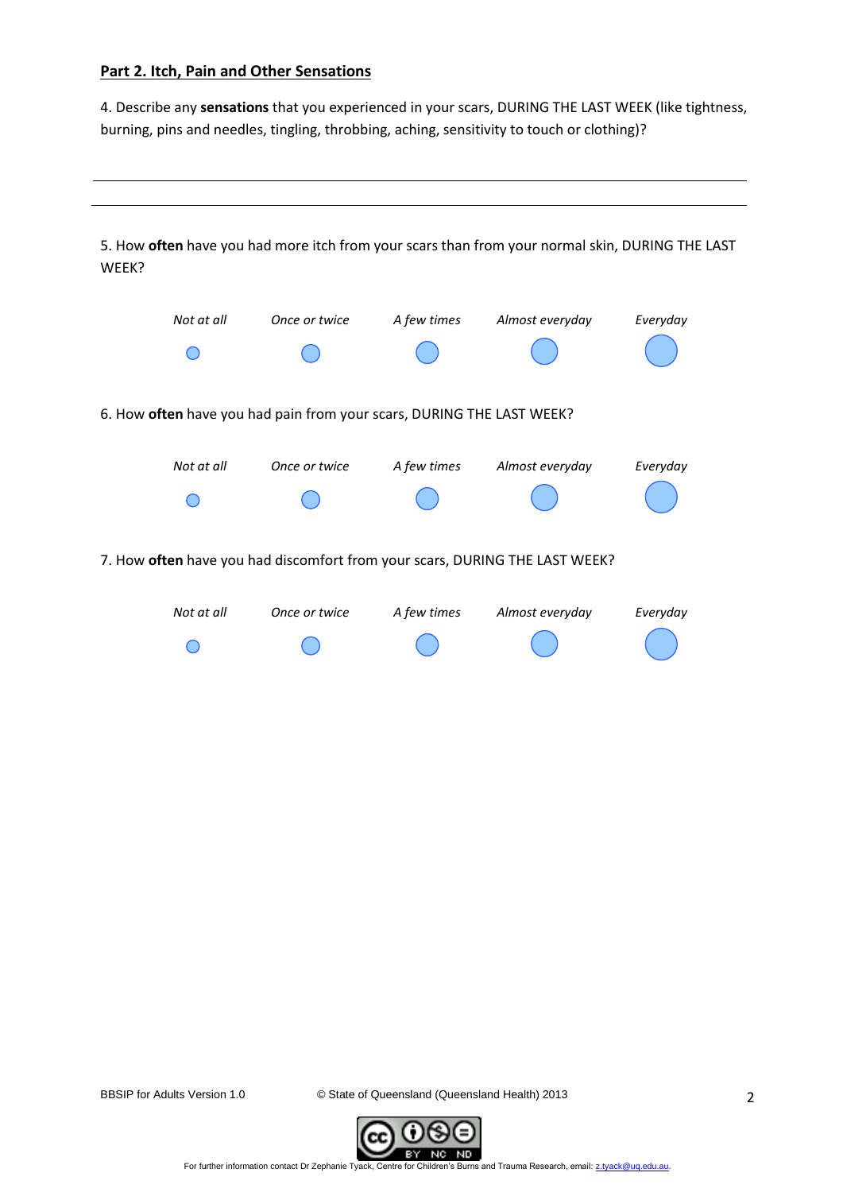## Part 2. Itch, Pain and Other Sensations

4. Describe any **sensations** that you experienced in your scars, DURING THE LAST WEEK (like tightness, burning, pins and needles, tingling, throbbing, aching, sensitivity to touch or clothing)?

_______________________________________________________________________________

_______________________________________________________________________________

5. How **often** have you had more itch from your scars than from your normal skin, DURING THE LAST WEEK?

| *Not at all* | *Once or twice* | *A few times* | *Almost everyday* | *Everyday* |
|---|---|---|---|---|
| ○ | ○ | ○ | ○ | ○ |

6. How **often** have you had pain from your scars, DURING THE LAST WEEK?

| *Not at all* | *Once or twice* | *A few times* | *Almost everyday* | *Everyday* |
|---|---|---|---|---|
| ○ | ○ | ○ | ○ | ○ |

7. How **often** have you had discomfort from your scars, DURING THE LAST WEEK?

| *Not at all* | *Once or twice* | *A few times* | *Almost everyday* | *Everyday* |
|---|---|---|---|---|
| ○ | ○ | ○ | ○ | ○ |

BBSIP for Adults Version 1.0

© State of Queensland (Queensland Health) 2013

For further information contact Dr Zephanie Tyack, Centre for Children's Burns and Trauma Research, email: z.tyack@uq.edu.au.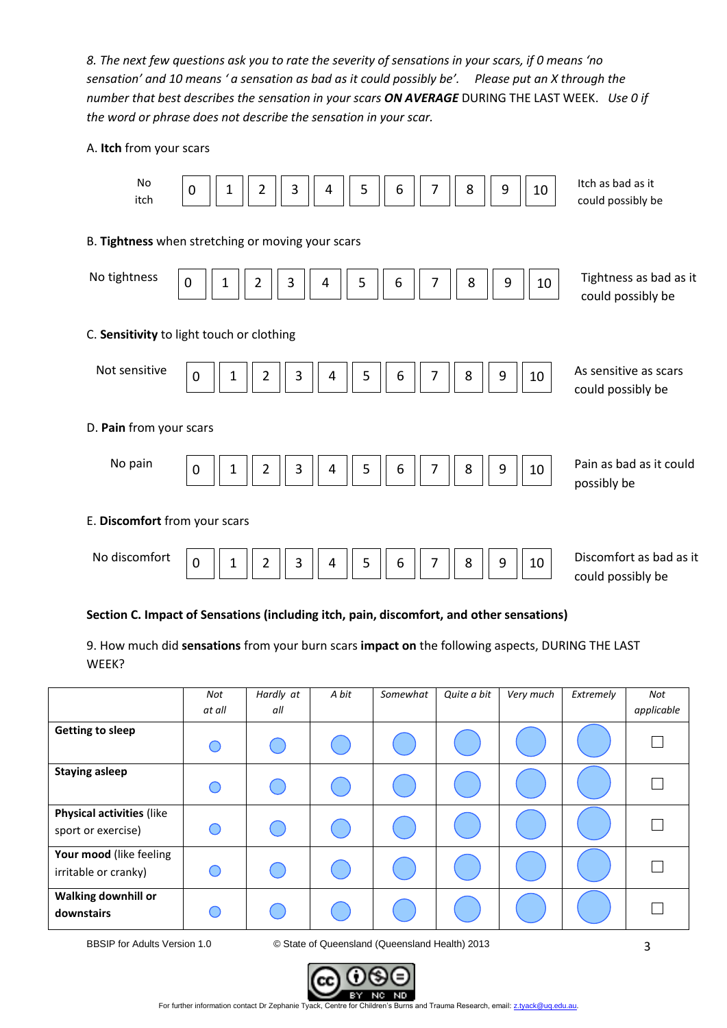*8. The next few questions ask you to rate the severity of sensations in your scars, if 0 means 'no sensation' and 10 means 'a sensation as bad as it could possibly be'. Please put an X through the number that best describes the sensation in your scars* ***ON AVERAGE*** DURING THE LAST WEEK. *Use 0 if the word or phrase does not describe the sensation in your scar.*

A. **Itch** from your scars

| No itch | 0 | 1 | 2 | 3 | 4 | 5 | 6 | 7 | 8 | 9 | 10 | Itch as bad as it could possibly be |
|---|---|---|---|---|---|---|---|---|---|---|---|---|

B. **Tightness** when stretching or moving your scars

| No tightness | 0 | 1 | 2 | 3 | 4 | 5 | 6 | 7 | 8 | 9 | 10 | Tightness as bad as it could possibly be |
|---|---|---|---|---|---|---|---|---|---|---|---|---|

C. **Sensitivity** to light touch or clothing

| Not sensitive | 0 | 1 | 2 | 3 | 4 | 5 | 6 | 7 | 8 | 9 | 10 | As sensitive as scars could possibly be |
|---|---|---|---|---|---|---|---|---|---|---|---|---|

D. **Pain** from your scars

| No pain | 0 | 1 | 2 | 3 | 4 | 5 | 6 | 7 | 8 | 9 | 10 | Pain as bad as it could possibly be |
|---|---|---|---|---|---|---|---|---|---|---|---|---|

E. **Discomfort** from your scars

| No discomfort | 0 | 1 | 2 | 3 | 4 | 5 | 6 | 7 | 8 | 9 | 10 | Discomfort as bad as it could possibly be |
|---|---|---|---|---|---|---|---|---|---|---|---|---|

**Section C. Impact of Sensations (including itch, pain, discomfort, and other sensations)**

9. How much did **sensations** from your burn scars **impact on** the following aspects, DURING THE LAST WEEK?

| | *Not at all* | *Hardly at all* | *A bit* | *Somewhat* | *Quite a bit* | *Very much* | *Extremely* | *Not applicable* |
|---|---|---|---|---|---|---|---|---|
| **Getting to sleep** | ○ | ○ | ○ | ○ | ○ | ○ | ○ | ☐ |
| **Staying asleep** | ○ | ○ | ○ | ○ | ○ | ○ | ○ | ☐ |
| **Physical activities** (like sport or exercise) | ○ | ○ | ○ | ○ | ○ | ○ | ○ | ☐ |
| **Your mood** (like feeling irritable or cranky) | ○ | ○ | ○ | ○ | ○ | ○ | ○ | ☐ |
| **Walking downhill or downstairs** | ○ | ○ | ○ | ○ | ○ | ○ | ○ | ☐ |

BBSIP for Adults Version 1.0 © State of Queensland (Queensland Health) 2013

For further information contact Dr Zephanie Tyack, Centre for Children's Burns and Trauma Research, email: z.tyack@uq.edu.au.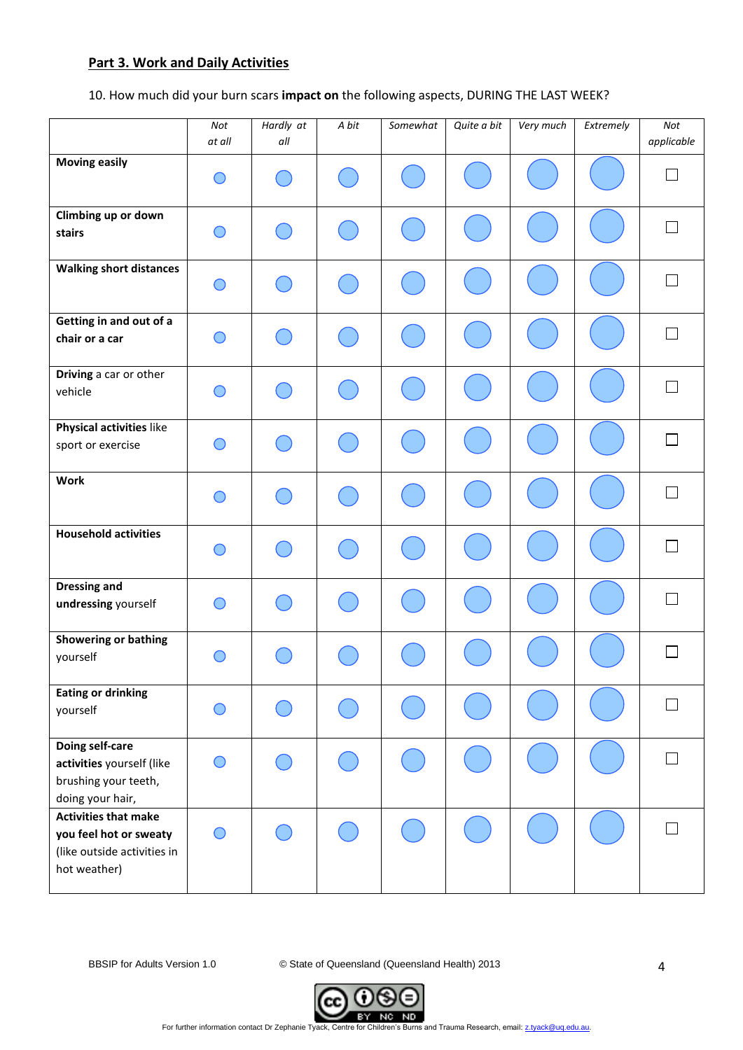## **Part 3. Work and Daily Activities**

10. How much did your burn scars **impact on** the following aspects, DURING THE LAST WEEK?

| | *Not at all* | *Hardly at all* | *A bit* | *Somewhat* | *Quite a bit* | *Very much* | *Extremely* | *Not applicable* |
|---|---|---|---|---|---|---|---|---|
| **Moving easily** | ○ | ○ | ○ | ○ | ○ | ○ | ○ | ☐ |
| **Climbing up or down stairs** | ○ | ○ | ○ | ○ | ○ | ○ | ○ | ☐ |
| **Walking short distances** | ○ | ○ | ○ | ○ | ○ | ○ | ○ | ☐ |
| **Getting in and out of a chair or a car** | ○ | ○ | ○ | ○ | ○ | ○ | ○ | ☐ |
| **Driving** a car or other vehicle | ○ | ○ | ○ | ○ | ○ | ○ | ○ | ☐ |
| **Physical activities** like sport or exercise | ○ | ○ | ○ | ○ | ○ | ○ | ○ | ☐ |
| **Work** | ○ | ○ | ○ | ○ | ○ | ○ | ○ | ☐ |
| **Household activities** | ○ | ○ | ○ | ○ | ○ | ○ | ○ | ☐ |
| **Dressing and undressing** yourself | ○ | ○ | ○ | ○ | ○ | ○ | ○ | ☐ |
| **Showering or bathing** yourself | ○ | ○ | ○ | ○ | ○ | ○ | ○ | ☐ |
| **Eating or drinking** yourself | ○ | ○ | ○ | ○ | ○ | ○ | ○ | ☐ |
| **Doing self-care activities** yourself (like brushing your teeth, doing your hair, | ○ | ○ | ○ | ○ | ○ | ○ | ○ | ☐ |
| **Activities that make you feel hot or sweaty** (like outside activities in hot weather) | ○ | ○ | ○ | ○ | ○ | ○ | ○ | ☐ |

BBSIP for Adults Version 1.0 © State of Queensland (Queensland Health) 2013

For further information contact Dr Zephanie Tyack, Centre for Children's Burns and Trauma Research, email: z.tyack@uq.edu.au.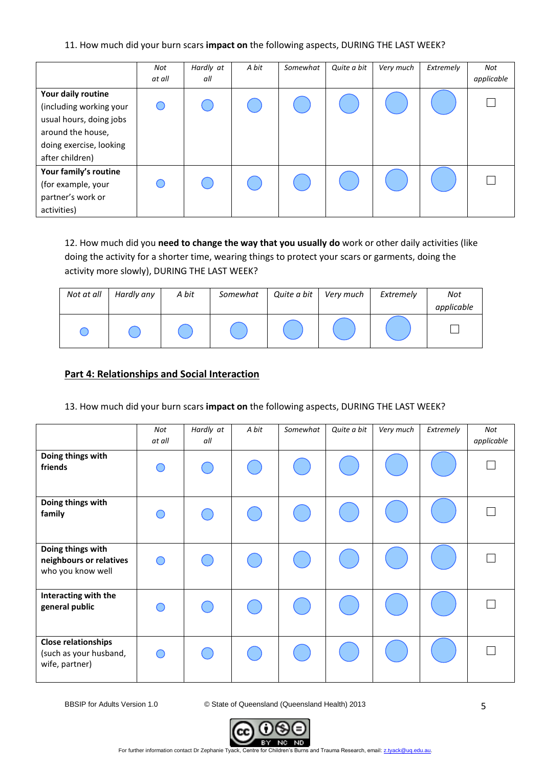11. How much did your burn scars **impact on** the following aspects, DURING THE LAST WEEK?

| | *Not at all* | *Hardly at all* | *A bit* | *Somewhat* | *Quite a bit* | *Very much* | *Extremely* | *Not applicable* |
|---|---|---|---|---|---|---|---|---|
| **Your daily routine** (including working your usual hours, doing jobs around the house, doing exercise, looking after children) | ○ | ○ | ○ | ○ | ○ | ○ | ○ | ☐ |
| **Your family's routine** (for example, your partner's work or activities) | ○ | ○ | ○ | ○ | ○ | ○ | ○ | ☐ |

12. How much did you **need to change the way that you usually do** work or other daily activities (like doing the activity for a shorter time, wearing things to protect your scars or garments, doing the activity more slowly), DURING THE LAST WEEK?

| *Not at all* | *Hardly any* | *A bit* | *Somewhat* | *Quite a bit* | *Very much* | *Extremely* | *Not applicable* |
|---|---|---|---|---|---|---|---|
| ○ | ○ | ○ | ○ | ○ | ○ | ○ | ☐ |

## Part 4: Relationships and Social Interaction

13. How much did your burn scars **impact on** the following aspects, DURING THE LAST WEEK?

| | *Not at all* | *Hardly at all* | *A bit* | *Somewhat* | *Quite a bit* | *Very much* | *Extremely* | *Not applicable* |
|---|---|---|---|---|---|---|---|---|
| **Doing things with friends** | ○ | ○ | ○ | ○ | ○ | ○ | ○ | ☐ |
| **Doing things with family** | ○ | ○ | ○ | ○ | ○ | ○ | ○ | ☐ |
| **Doing things with neighbours or relatives** who you know well | ○ | ○ | ○ | ○ | ○ | ○ | ○ | ☐ |
| **Interacting with the general public** | ○ | ○ | ○ | ○ | ○ | ○ | ○ | ☐ |
| **Close relationships** (such as your husband, wife, partner) | ○ | ○ | ○ | ○ | ○ | ○ | ○ | ☐ |

BBSIP for Adults Version 1.0 © State of Queensland (Queensland Health) 2013

For further information contact Dr Zephanie Tyack, Centre for Children's Burns and Trauma Research, email: z.tyack@uq.edu.au.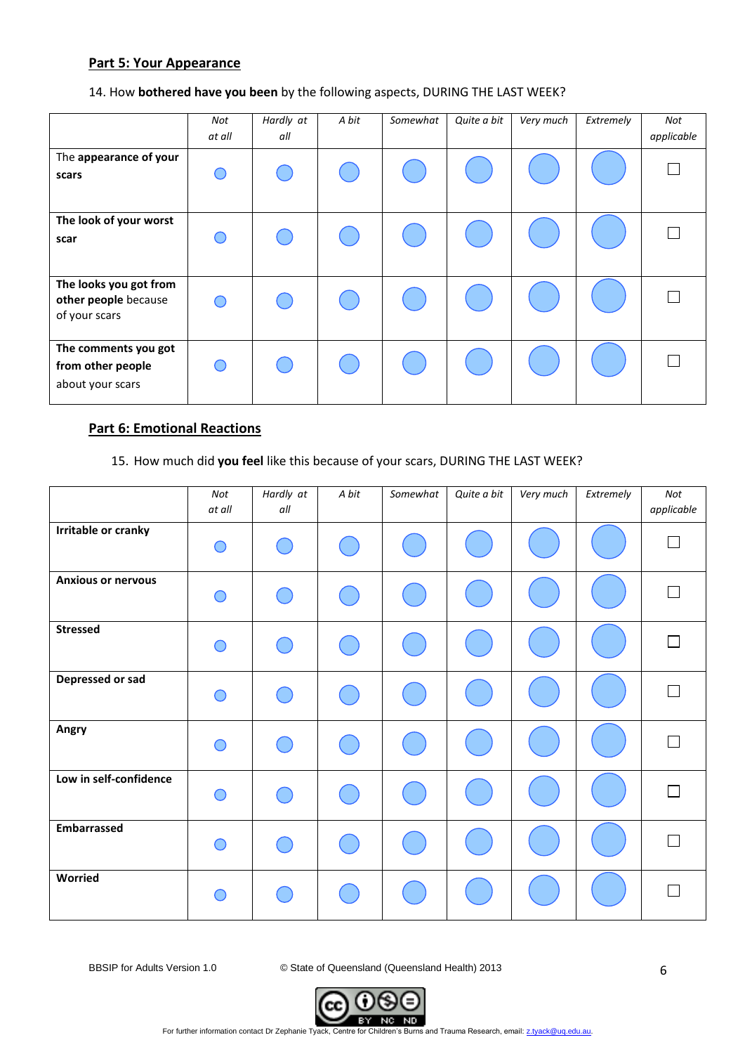## Part 5: Your Appearance

14. How **bothered have you been** by the following aspects, DURING THE LAST WEEK?

| | *Not at all* | *Hardly at all* | *A bit* | *Somewhat* | *Quite a bit* | *Very much* | *Extremely* | *Not applicable* |
|---|---|---|---|---|---|---|---|---|
| The **appearance of your scars** | ○ | ○ | ○ | ○ | ○ | ○ | ○ | ☐ |
| **The look of your worst scar** | ○ | ○ | ○ | ○ | ○ | ○ | ○ | ☐ |
| **The looks you got from other people** because of your scars | ○ | ○ | ○ | ○ | ○ | ○ | ○ | ☐ |
| **The comments you got from other people** about your scars | ○ | ○ | ○ | ○ | ○ | ○ | ○ | ☐ |

## Part 6: Emotional Reactions

15. How much did **you feel** like this because of your scars, DURING THE LAST WEEK?

| | *Not at all* | *Hardly at all* | *A bit* | *Somewhat* | *Quite a bit* | *Very much* | *Extremely* | *Not applicable* |
|---|---|---|---|---|---|---|---|---|
| **Irritable or cranky** | ○ | ○ | ○ | ○ | ○ | ○ | ○ | ☐ |
| **Anxious or nervous** | ○ | ○ | ○ | ○ | ○ | ○ | ○ | ☐ |
| **Stressed** | ○ | ○ | ○ | ○ | ○ | ○ | ○ | ☐ |
| **Depressed or sad** | ○ | ○ | ○ | ○ | ○ | ○ | ○ | ☐ |
| **Angry** | ○ | ○ | ○ | ○ | ○ | ○ | ○ | ☐ |
| **Low in self-confidence** | ○ | ○ | ○ | ○ | ○ | ○ | ○ | ☐ |
| **Embarrassed** | ○ | ○ | ○ | ○ | ○ | ○ | ○ | ☐ |
| **Worried** | ○ | ○ | ○ | ○ | ○ | ○ | ○ | ☐ |

BBSIP for Adults Version 1.0 © State of Queensland (Queensland Health) 2013

For further information contact Dr Zephanie Tyack, Centre for Children's Burns and Trauma Research, email: z.tyack@uq.edu.au.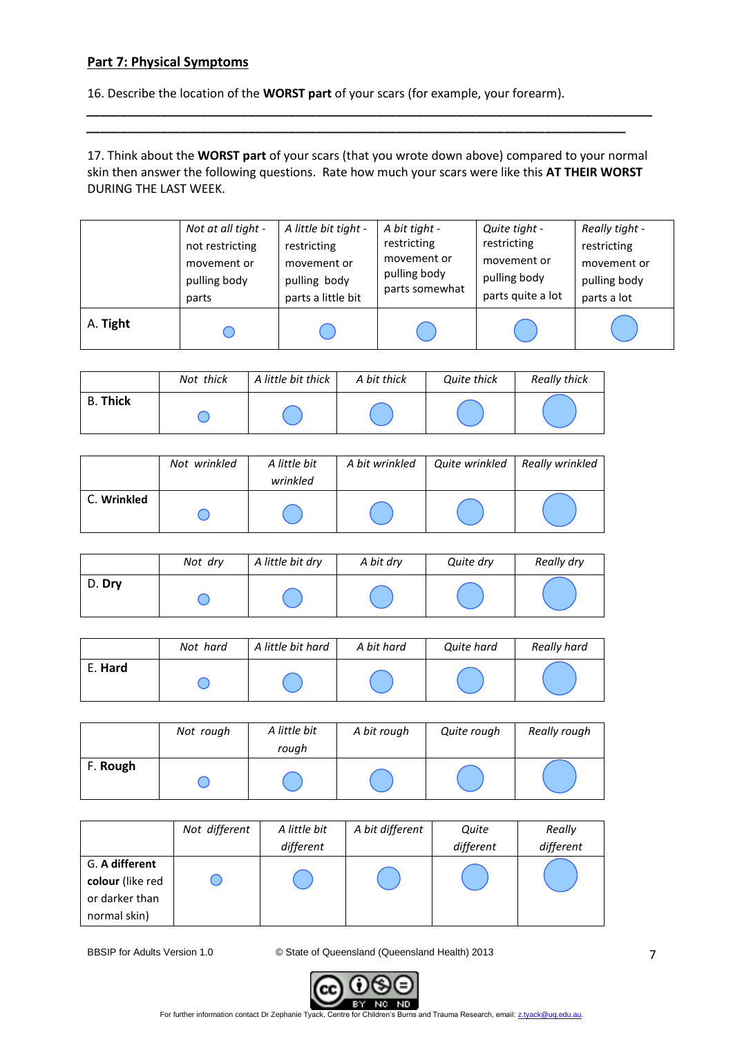## Part 7: Physical Symptoms

16. Describe the location of the **WORST part** of your scars (for example, your forearm).

\_\_\_\_\_\_\_\_\_\_\_\_\_\_\_\_\_\_\_\_\_\_\_\_\_\_\_\_\_\_\_\_\_\_\_\_\_\_\_\_\_\_\_\_\_\_\_\_\_\_\_\_\_\_\_\_\_\_\_\_\_\_\_\_\_\_\_\_\_\_\_\_\_\_\_\_

\_\_\_\_\_\_\_\_\_\_\_\_\_\_\_\_\_\_\_\_\_\_\_\_\_\_\_\_\_\_\_\_\_\_\_\_\_\_\_\_\_\_\_\_\_\_\_\_\_\_\_\_\_\_\_\_\_\_\_\_\_\_\_\_\_\_\_\_\_\_\_\_\_\_\_\_

17. Think about the **WORST part** of your scars (that you wrote down above) compared to your normal skin then answer the following questions. Rate how much your scars were like this **AT THEIR WORST** DURING THE LAST WEEK.

| | *Not at all tight - not restricting movement or pulling body parts* | *A little bit tight - restricting movement or pulling body parts a little bit* | *A bit tight - restricting movement or pulling body parts somewhat* | *Quite tight - restricting movement or pulling body parts quite a lot* | *Really tight - restricting movement or pulling body parts a lot* |
|---|---|---|---|---|---|
| A. **Tight** | ○ | ○ | ○ | ○ | ○ |

| | *Not thick* | *A little bit thick* | *A bit thick* | *Quite thick* | *Really thick* |
|---|---|---|---|---|---|
| B. **Thick** | ○ | ○ | ○ | ○ | ○ |

| | *Not wrinkled* | *A little bit wrinkled* | *A bit wrinkled* | *Quite wrinkled* | *Really wrinkled* |
|---|---|---|---|---|---|
| C. **Wrinkled** | ○ | ○ | ○ | ○ | ○ |

| | *Not dry* | *A little bit dry* | *A bit dry* | *Quite dry* | *Really dry* |
|---|---|---|---|---|---|
| D. **Dry** | ○ | ○ | ○ | ○ | ○ |

| | *Not hard* | *A little bit hard* | *A bit hard* | *Quite hard* | *Really hard* |
|---|---|---|---|---|---|
| E. **Hard** | ○ | ○ | ○ | ○ | ○ |

| | *Not rough* | *A little bit rough* | *A bit rough* | *Quite rough* | *Really rough* |
|---|---|---|---|---|---|
| F. **Rough** | ○ | ○ | ○ | ○ | ○ |

| | *Not different* | *A little bit different* | *A bit different* | *Quite different* | *Really different* |
|---|---|---|---|---|---|
| G. **A different colour** (like red or darker than normal skin) | ○ | ○ | ○ | ○ | ○ |

BBSIP for Adults Version 1.0 © State of Queensland (Queensland Health) 2013

For further information contact Dr Zephanie Tyack, Centre for Children's Burns and Trauma Research, email: z.tyack@uq.edu.au.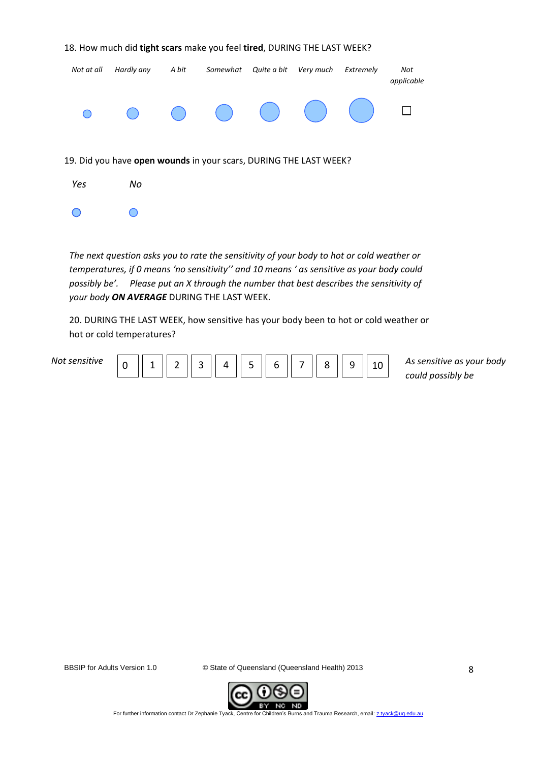18. How much did **tight scars** make you feel **tired**, DURING THE LAST WEEK?

| *Not at all* | *Hardly any* | *A bit* | *Somewhat* | *Quite a bit* | *Very much* | *Extremely* | *Not applicable* |
|---|---|---|---|---|---|---|---|
| ○ | ○ | ○ | ○ | ○ | ○ | ○ | ☐ |

19. Did you have **open wounds** in your scars, DURING THE LAST WEEK?

| *Yes* | *No* |
|---|---|
| ○ | ○ |

*The next question asks you to rate the sensitivity of your body to hot or cold weather or temperatures, if 0 means 'no sensitivity'' and 10 means ' as sensitive as your body could possibly be'. Please put an X through the number that best describes the sensitivity of your body **ON AVERAGE*** DURING THE LAST WEEK.

20. DURING THE LAST WEEK, how sensitive has your body been to hot or cold weather or hot or cold temperatures?

| *Not sensitive* | 0 | 1 | 2 | 3 | 4 | 5 | 6 | 7 | 8 | 9 | 10 | *As sensitive as your body could possibly be* |
|---|---|---|---|---|---|---|---|---|---|---|---|---|

BBSIP for Adults Version 1.0 © State of Queensland (Queensland Health) 2013

For further information contact Dr Zephanie Tyack, Centre for Children's Burns and Trauma Research, email: z.tyack@uq.edu.au.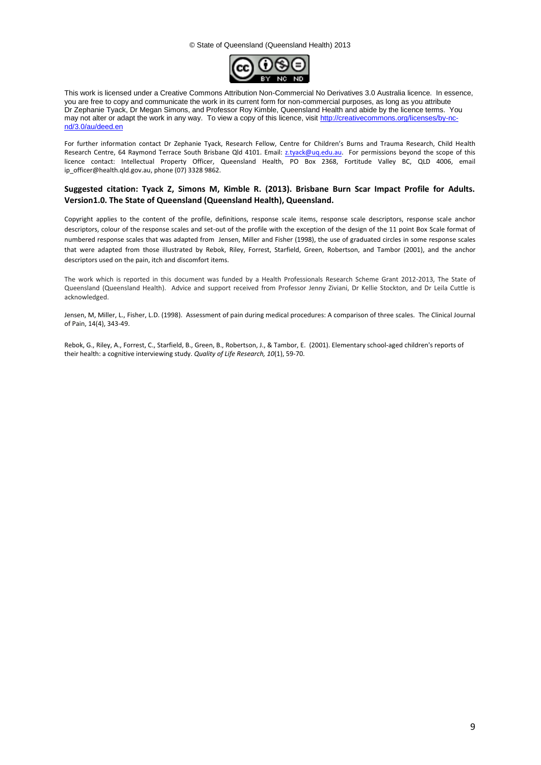© State of Queensland (Queensland Health) 2013

This work is licensed under a Creative Commons Attribution Non-Commercial No Derivatives 3.0 Australia licence. In essence, you are free to copy and communicate the work in its current form for non-commercial purposes, as long as you attribute Dr Zephanie Tyack, Dr Megan Simons, and Professor Roy Kimble, Queensland Health and abide by the licence terms. You may not alter or adapt the work in any way. To view a copy of this licence, visit http://creativecommons.org/licenses/by-nc-nd/3.0/au/deed.en

For further information contact Dr Zephanie Tyack, Research Fellow, Centre for Children's Burns and Trauma Research, Child Health Research Centre, 64 Raymond Terrace South Brisbane Qld 4101. Email: z.tyack@uq.edu.au. For permissions beyond the scope of this licence contact: Intellectual Property Officer, Queensland Health, PO Box 2368, Fortitude Valley BC, QLD 4006, email ip_officer@health.qld.gov.au, phone (07) 3328 9862.

**Suggested citation: Tyack Z, Simons M, Kimble R. (2013). Brisbane Burn Scar Impact Profile for Adults. Version1.0. The State of Queensland (Queensland Health), Queensland.**

Copyright applies to the content of the profile, definitions, response scale items, response scale descriptors, response scale anchor descriptors, colour of the response scales and set-out of the profile with the exception of the design of the 11 point Box Scale format of numbered response scales that was adapted from Jensen, Miller and Fisher (1998), the use of graduated circles in some response scales that were adapted from those illustrated by Rebok, Riley, Forrest, Starfield, Green, Robertson, and Tambor (2001), and the anchor descriptors used on the pain, itch and discomfort items.

The work which is reported in this document was funded by a Health Professionals Research Scheme Grant 2012-2013, The State of Queensland (Queensland Health). Advice and support received from Professor Jenny Ziviani, Dr Kellie Stockton, and Dr Leila Cuttle is acknowledged.

Jensen, M, Miller, L., Fisher, L.D. (1998). Assessment of pain during medical procedures: A comparison of three scales. The Clinical Journal of Pain, 14(4), 343-49.

Rebok, G., Riley, A., Forrest, C., Starfield, B., Green, B., Robertson, J., & Tambor, E. (2001). Elementary school-aged children's reports of their health: a cognitive interviewing study. *Quality of Life Research, 10*(1), 59-70.